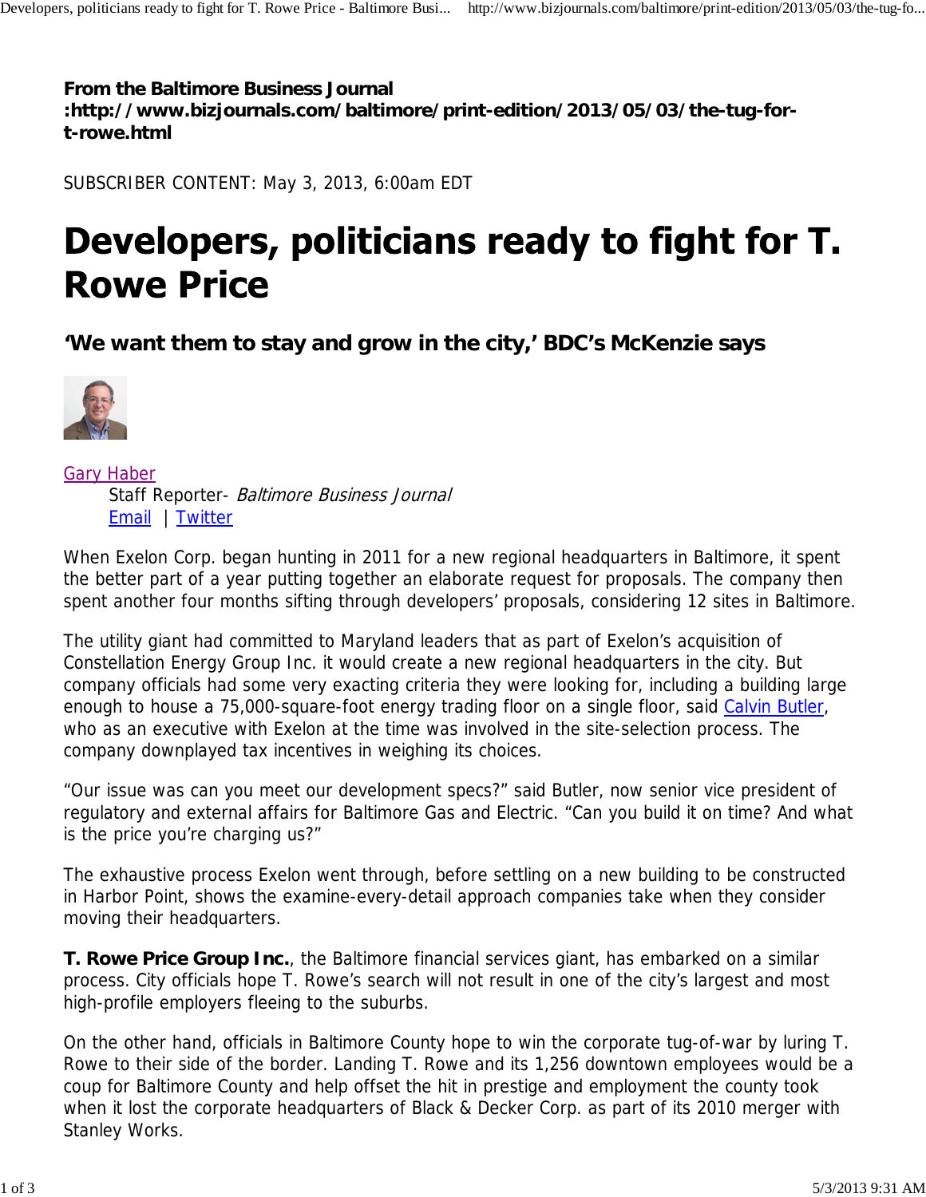**From the Baltimore Business Journal**
**:http://www.bizjournals.com/baltimore/print-edition/2013/05/03/the-tug-for-t-rowe.html**

SUBSCRIBER CONTENT: May 3, 2013, 6:00am EDT

# Developers, politicians ready to fight for T. Rowe Price

## 'We want them to stay and grow in the city,' BDC's McKenzie says

Gary Haber
Staff Reporter- *Baltimore Business Journal*
Email | Twitter

When Exelon Corp. began hunting in 2011 for a new regional headquarters in Baltimore, it spent the better part of a year putting together an elaborate request for proposals. The company then spent another four months sifting through developers' proposals, considering 12 sites in Baltimore.

The utility giant had committed to Maryland leaders that as part of Exelon's acquisition of Constellation Energy Group Inc. it would create a new regional headquarters in the city. But company officials had some very exacting criteria they were looking for, including a building large enough to house a 75,000-square-foot energy trading floor on a single floor, said Calvin Butler, who as an executive with Exelon at the time was involved in the site-selection process. The company downplayed tax incentives in weighing its choices.

"Our issue was can you meet our development specs?" said Butler, now senior vice president of regulatory and external affairs for Baltimore Gas and Electric. "Can you build it on time? And what is the price you're charging us?"

The exhaustive process Exelon went through, before settling on a new building to be constructed in Harbor Point, shows the examine-every-detail approach companies take when they consider moving their headquarters.

**T. Rowe Price Group Inc.**, the Baltimore financial services giant, has embarked on a similar process. City officials hope T. Rowe's search will not result in one of the city's largest and most high-profile employers fleeing to the suburbs.

On the other hand, officials in Baltimore County hope to win the corporate tug-of-war by luring T. Rowe to their side of the border. Landing T. Rowe and its 1,256 downtown employees would be a coup for Baltimore County and help offset the hit in prestige and employment the county took when it lost the corporate headquarters of Black & Decker Corp. as part of its 2010 merger with Stanley Works.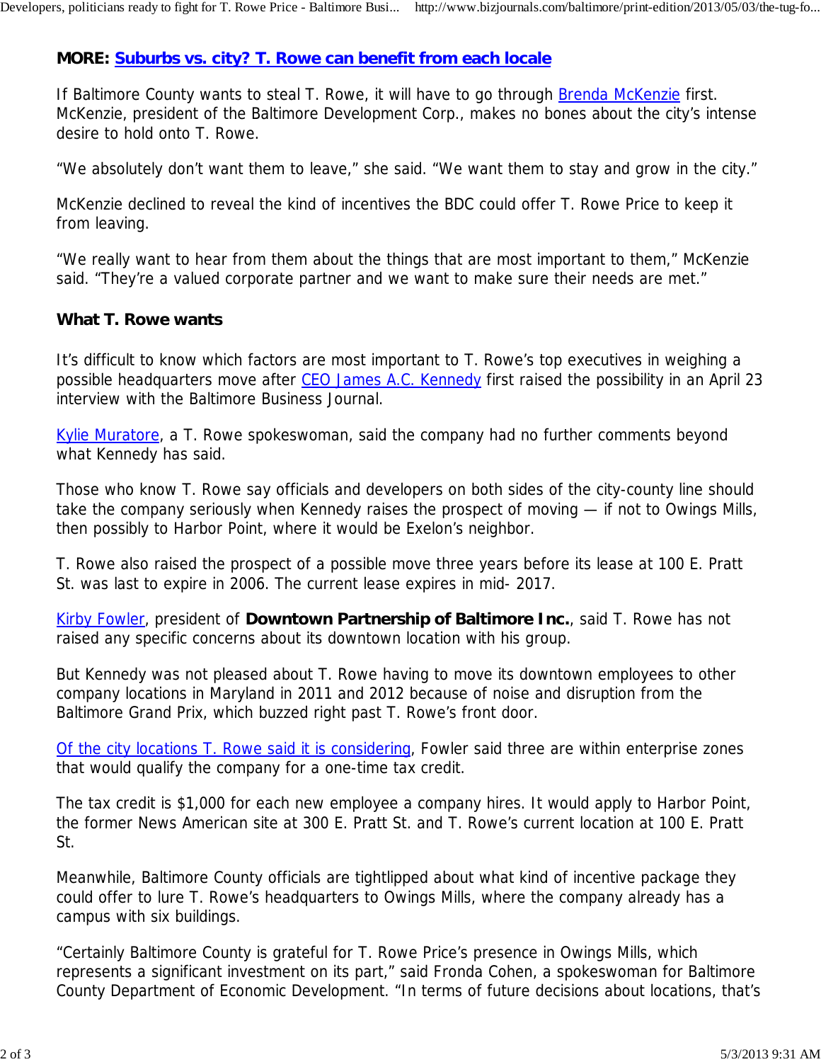**MORE: Suburbs vs. city? T. Rowe can benefit from each locale**

If Baltimore County wants to steal T. Rowe, it will have to go through Brenda McKenzie first. McKenzie, president of the Baltimore Development Corp., makes no bones about the city's intense desire to hold onto T. Rowe.

"We absolutely don't want them to leave," she said. "We want them to stay and grow in the city."

McKenzie declined to reveal the kind of incentives the BDC could offer T. Rowe Price to keep it from leaving.

"We really want to hear from them about the things that are most important to them," McKenzie said. "They're a valued corporate partner and we want to make sure their needs are met."

### What T. Rowe wants

It's difficult to know which factors are most important to T. Rowe's top executives in weighing a possible headquarters move after CEO James A.C. Kennedy first raised the possibility in an April 23 interview with the Baltimore Business Journal.

Kylie Muratore, a T. Rowe spokeswoman, said the company had no further comments beyond what Kennedy has said.

Those who know T. Rowe say officials and developers on both sides of the city-county line should take the company seriously when Kennedy raises the prospect of moving — if not to Owings Mills, then possibly to Harbor Point, where it would be Exelon's neighbor.

T. Rowe also raised the prospect of a possible move three years before its lease at 100 E. Pratt St. was last to expire in 2006. The current lease expires in mid- 2017.

Kirby Fowler, president of **Downtown Partnership of Baltimore Inc.**, said T. Rowe has not raised any specific concerns about its downtown location with his group.

But Kennedy was not pleased about T. Rowe having to move its downtown employees to other company locations in Maryland in 2011 and 2012 because of noise and disruption from the Baltimore Grand Prix, which buzzed right past T. Rowe's front door.

Of the city locations T. Rowe said it is considering, Fowler said three are within enterprise zones that would qualify the company for a one-time tax credit.

The tax credit is $1,000 for each new employee a company hires. It would apply to Harbor Point, the former News American site at 300 E. Pratt St. and T. Rowe's current location at 100 E. Pratt St.

Meanwhile, Baltimore County officials are tightlipped about what kind of incentive package they could offer to lure T. Rowe's headquarters to Owings Mills, where the company already has a campus with six buildings.

"Certainly Baltimore County is grateful for T. Rowe Price's presence in Owings Mills, which represents a significant investment on its part," said Fronda Cohen, a spokeswoman for Baltimore County Department of Economic Development. "In terms of future decisions about locations, that's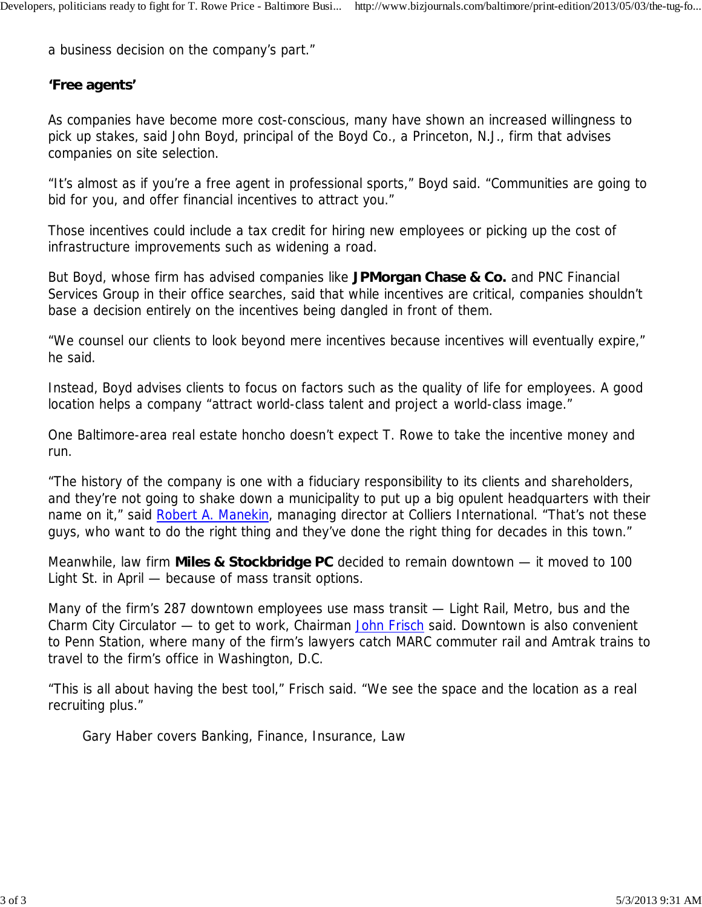a business decision on the company's part."

**'Free agents'**

As companies have become more cost-conscious, many have shown an increased willingness to pick up stakes, said John Boyd, principal of the Boyd Co., a Princeton, N.J., firm that advises companies on site selection.

"It's almost as if you're a free agent in professional sports," Boyd said. "Communities are going to bid for you, and offer financial incentives to attract you."

Those incentives could include a tax credit for hiring new employees or picking up the cost of infrastructure improvements such as widening a road.

But Boyd, whose firm has advised companies like **JPMorgan Chase & Co.** and PNC Financial Services Group in their office searches, said that while incentives are critical, companies shouldn't base a decision entirely on the incentives being dangled in front of them.

"We counsel our clients to look beyond mere incentives because incentives will eventually expire," he said.

Instead, Boyd advises clients to focus on factors such as the quality of life for employees. A good location helps a company "attract world-class talent and project a world-class image."

One Baltimore-area real estate honcho doesn't expect T. Rowe to take the incentive money and run.

"The history of the company is one with a fiduciary responsibility to its clients and shareholders, and they're not going to shake down a municipality to put up a big opulent headquarters with their name on it," said Robert A. Manekin, managing director at Colliers International. "That's not these guys, who want to do the right thing and they've done the right thing for decades in this town."

Meanwhile, law firm **Miles & Stockbridge PC** decided to remain downtown — it moved to 100 Light St. in April — because of mass transit options.

Many of the firm's 287 downtown employees use mass transit — Light Rail, Metro, bus and the Charm City Circulator — to get to work, Chairman John Frisch said. Downtown is also convenient to Penn Station, where many of the firm's lawyers catch MARC commuter rail and Amtrak trains to travel to the firm's office in Washington, D.C.

"This is all about having the best tool," Frisch said. "We see the space and the location as a real recruiting plus."

Gary Haber covers Banking, Finance, Insurance, Law